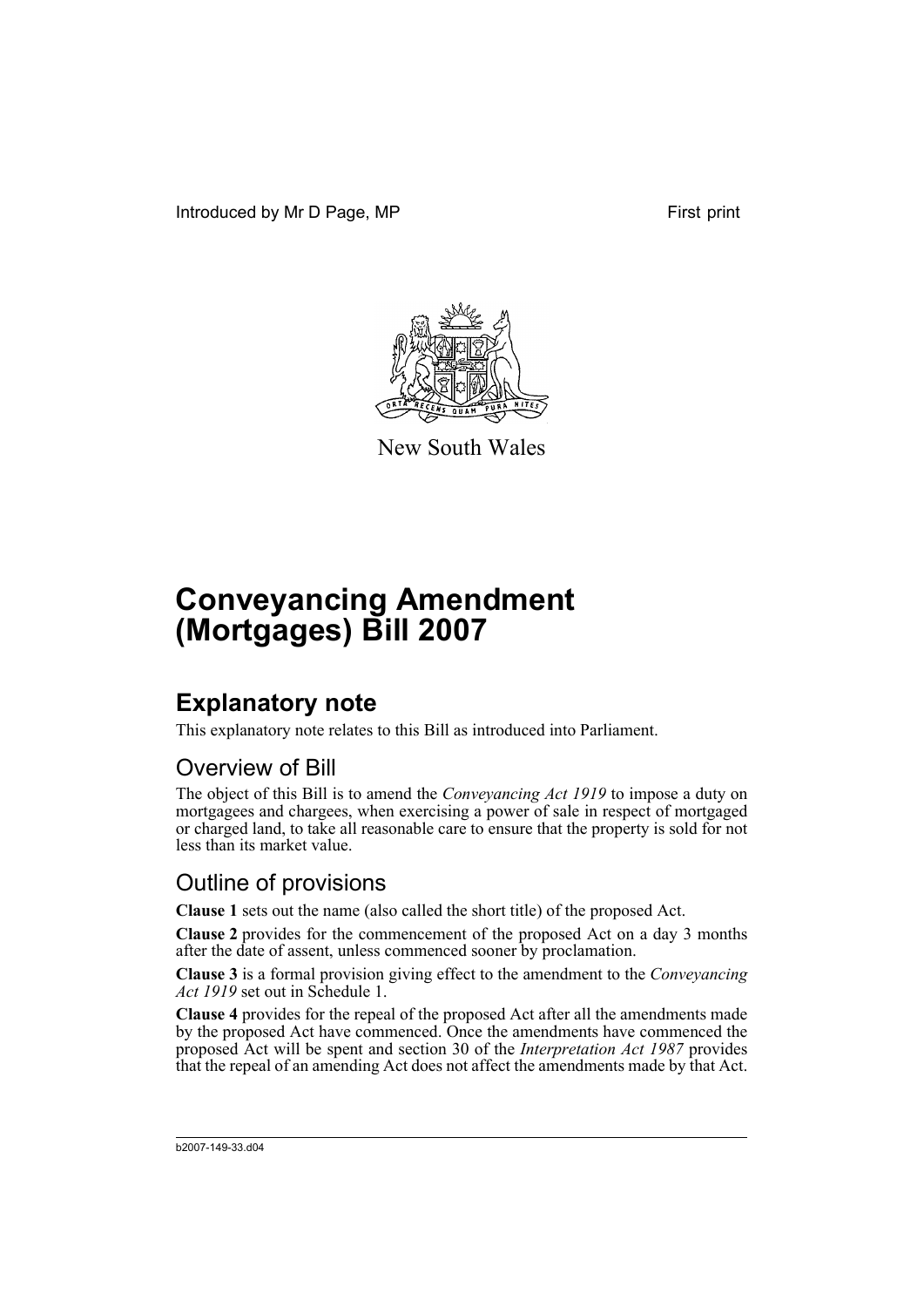Introduced by Mr D Page, MP First print

New South Wales

# Conveyancing Amendment (Mortgages) Bill 2007

## Explanatory note

This explanatory note relates to this Bill as introduced into Parliament.

### Overview of Bill

The object of this Bill is to amend the *Conveyancing Act 1919* to impose a duty on mortgagees and chargees, when exercising a power of sale in respect of mortgaged or charged land, to take all reasonable care to ensure that the property is sold for not less than its market value.

### Outline of provisions

**Clause 1** sets out the name (also called the short title) of the proposed Act.

**Clause 2** provides for the commencement of the proposed Act on a day 3 months after the date of assent, unless commenced sooner by proclamation.

**Clause 3** is a formal provision giving effect to the amendment to the *Conveyancing Act 1919* set out in Schedule 1.

**Clause 4** provides for the repeal of the proposed Act after all the amendments made by the proposed Act have commenced. Once the amendments have commenced the proposed Act will be spent and section 30 of the *Interpretation Act 1987* provides that the repeal of an amending Act does not affect the amendments made by that Act.

b2007-149-33.d04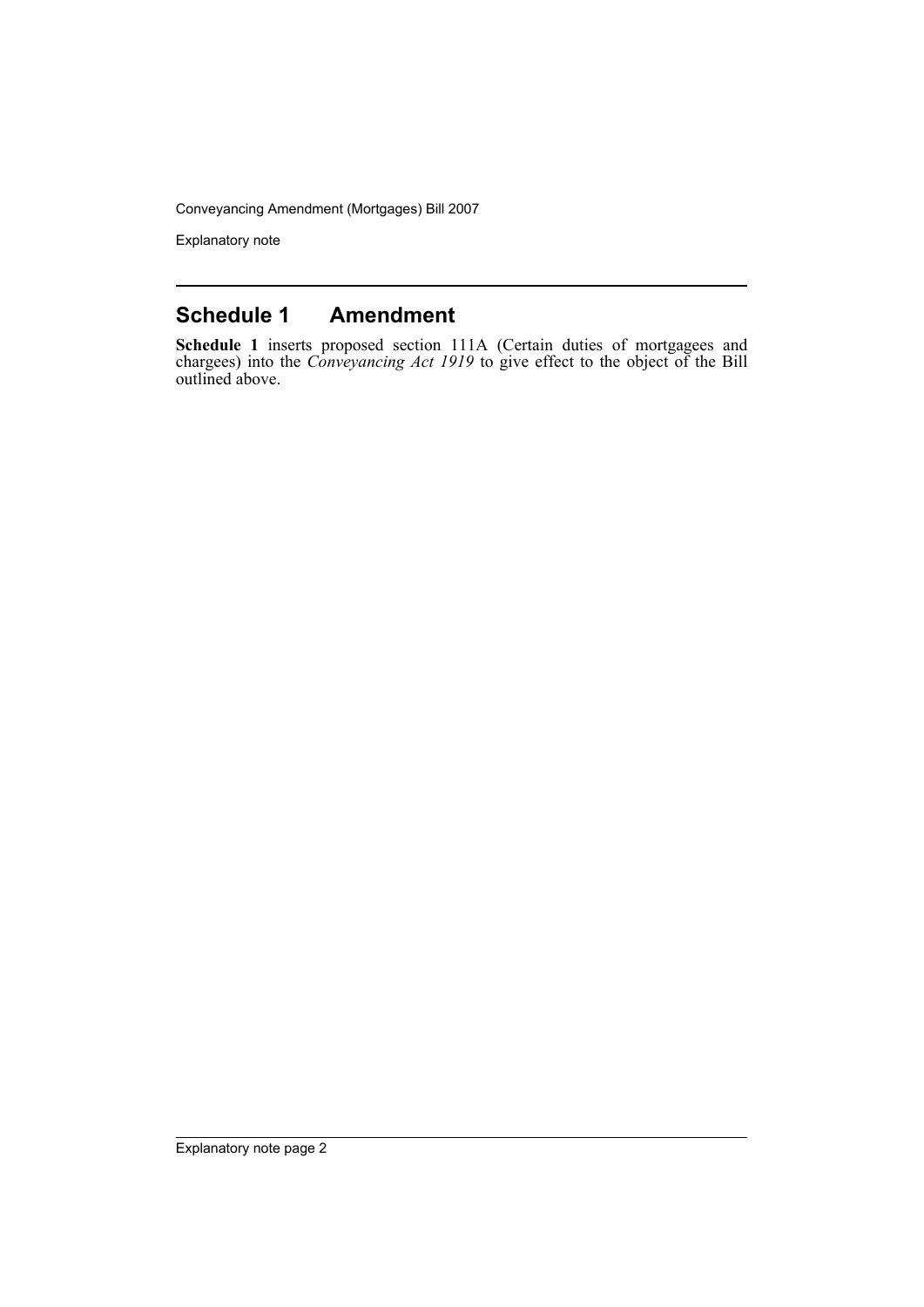## Schedule 1 Amendment

**Schedule 1** inserts proposed section 111A (Certain duties of mortgagees and chargees) into the *Conveyancing Act 1919* to give effect to the object of the Bill outlined above.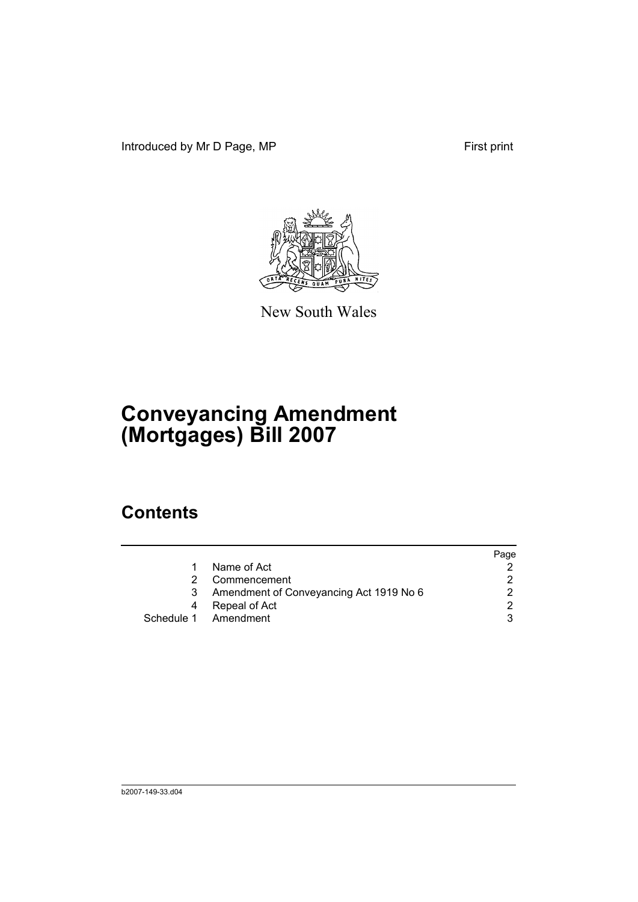Introduced by Mr D Page, MP First print

New South Wales

# Conveyancing Amendment (Mortgages) Bill 2007

## Contents

| | | Page |
|---|---|---|
| 1 | Name of Act | 2 |
| 2 | Commencement | 2 |
| 3 | Amendment of Conveyancing Act 1919 No 6 | 2 |
| 4 | Repeal of Act | 2 |
| Schedule 1 | Amendment | 3 |

b2007-149-33.d04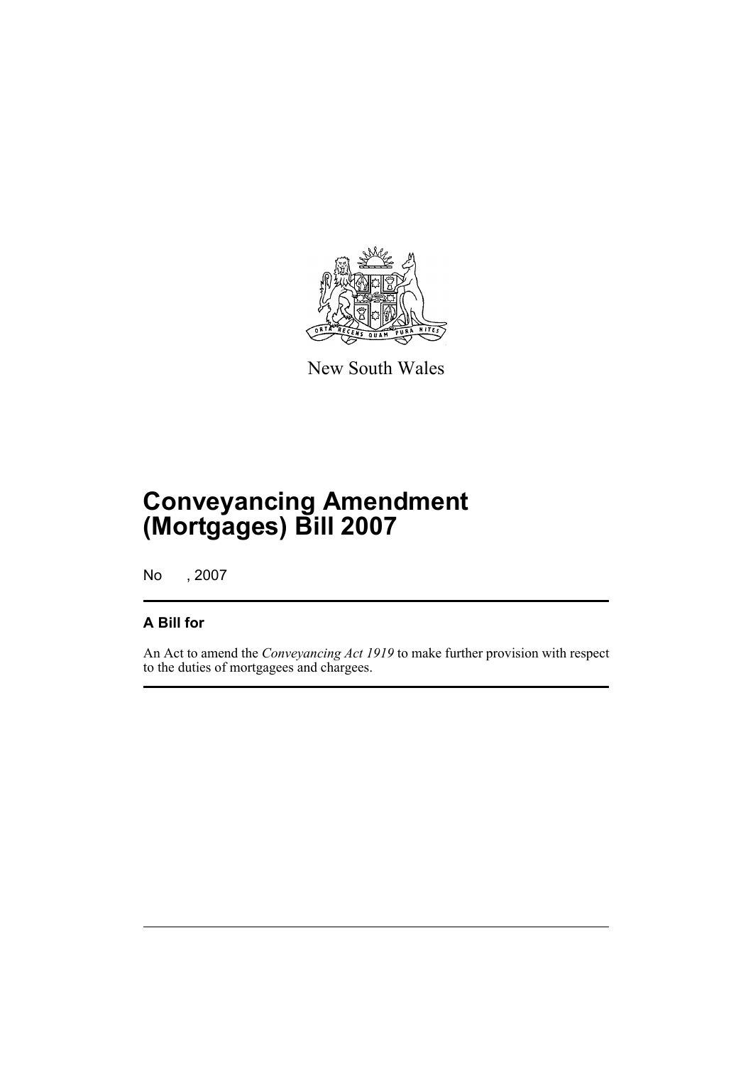New South Wales

# Conveyancing Amendment (Mortgages) Bill 2007

No , 2007

## A Bill for

An Act to amend the *Conveyancing Act 1919* to make further provision with respect to the duties of mortgagees and chargees.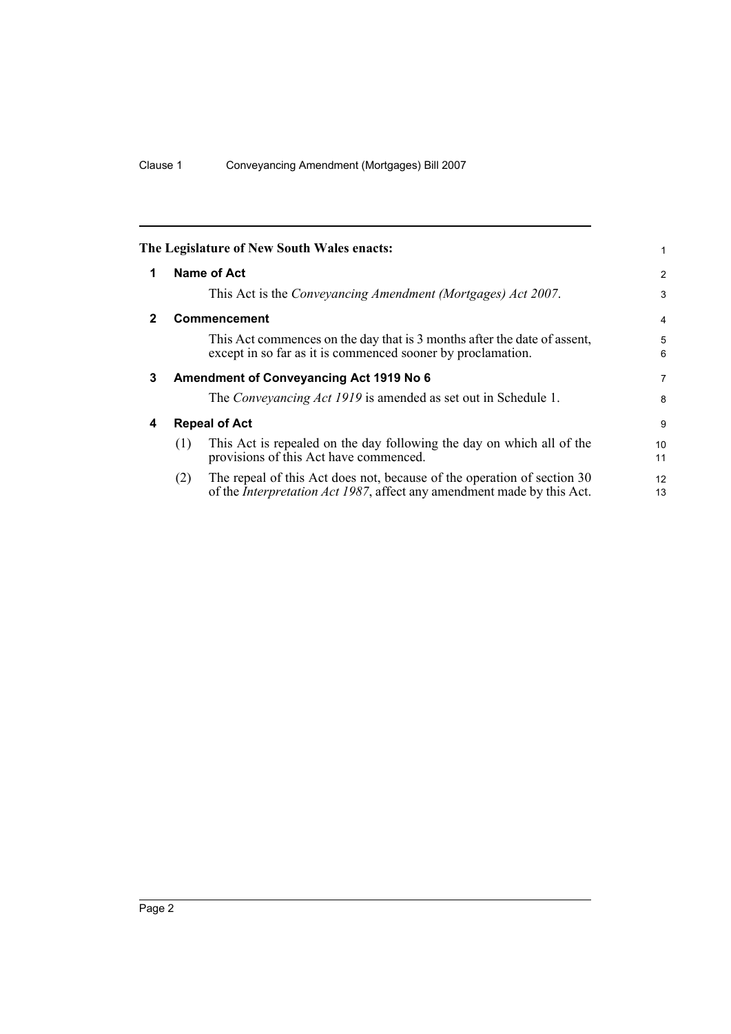**The Legislature of New South Wales enacts:**

## 1 Name of Act

This Act is the *Conveyancing Amendment (Mortgages) Act 2007*.

## 2 Commencement

This Act commences on the day that is 3 months after the date of assent, except in so far as it is commenced sooner by proclamation.

## 3 Amendment of Conveyancing Act 1919 No 6

The *Conveyancing Act 1919* is amended as set out in Schedule 1.

## 4 Repeal of Act

(1) This Act is repealed on the day following the day on which all of the provisions of this Act have commenced.

(2) The repeal of this Act does not, because of the operation of section 30 of the *Interpretation Act 1987*, affect any amendment made by this Act.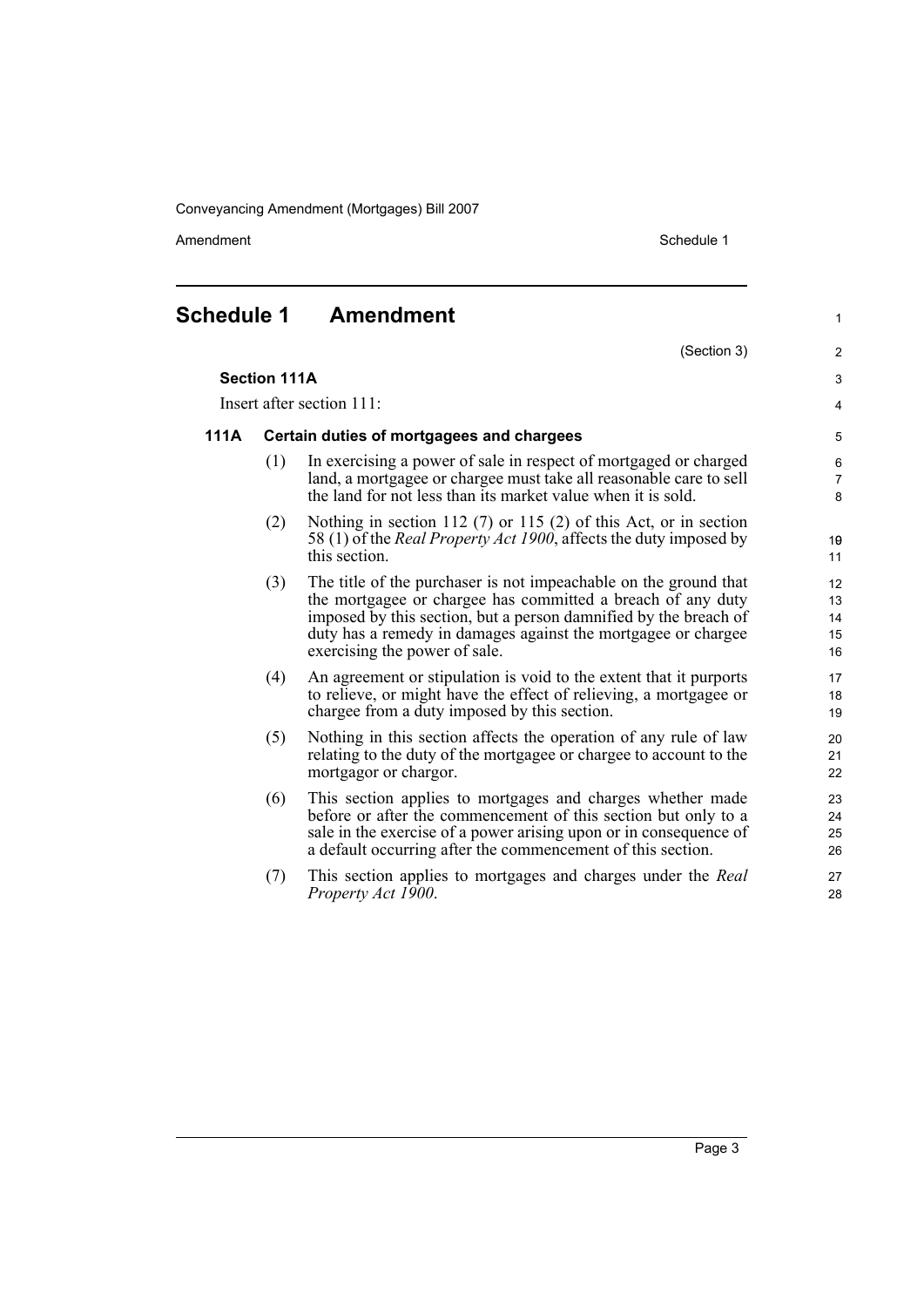# Schedule 1 Amendment

(Section 3)

**Section 111A**

Insert after section 111:

### 111A Certain duties of mortgagees and chargees

(1) In exercising a power of sale in respect of mortgaged or charged land, a mortgagee or chargee must take all reasonable care to sell the land for not less than its market value when it is sold.

(2) Nothing in section 112 (7) or 115 (2) of this Act, or in section 58 (1) of the *Real Property Act 1900*, affects the duty imposed by this section.

(3) The title of the purchaser is not impeachable on the ground that the mortgagee or chargee has committed a breach of any duty imposed by this section, but a person damnified by the breach of duty has a remedy in damages against the mortgagee or chargee exercising the power of sale.

(4) An agreement or stipulation is void to the extent that it purports to relieve, or might have the effect of relieving, a mortgagee or chargee from a duty imposed by this section.

(5) Nothing in this section affects the operation of any rule of law relating to the duty of the mortgagee or chargee to account to the mortgagor or chargor.

(6) This section applies to mortgages and charges whether made before or after the commencement of this section but only to a sale in the exercise of a power arising upon or in consequence of a default occurring after the commencement of this section.

(7) This section applies to mortgages and charges under the *Real Property Act 1900*.